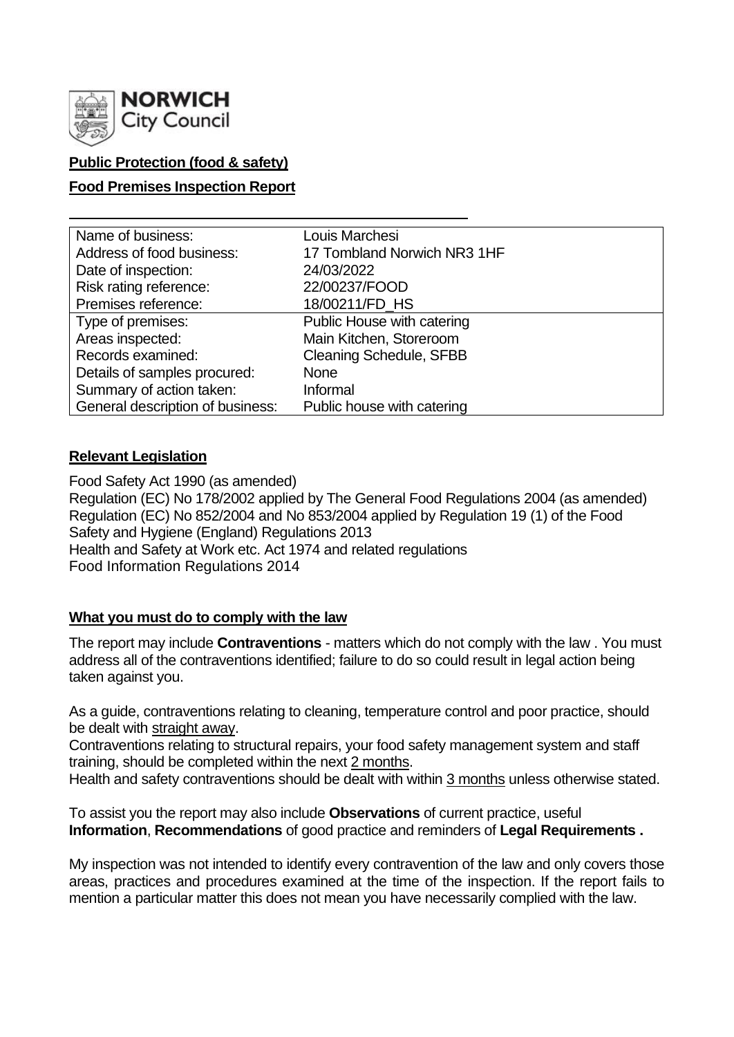**NORWICH City Council**

**Public Protection (food & safety)**

**Food Premises Inspection Report**

| Name of business: | Louis Marchesi |
|---|---|
| Address of food business: | 17 Tombland Norwich NR3 1HF |
| Date of inspection: | 24/03/2022 |
| Risk rating reference: | 22/00237/FOOD |
| Premises reference: | 18/00211/FD_HS |
| Type of premises: | Public House with catering |
| Areas inspected: | Main Kitchen, Storeroom |
| Records examined: | Cleaning Schedule, SFBB |
| Details of samples procured: | None |
| Summary of action taken: | Informal |
| General description of business: | Public house with catering |

## Relevant Legislation

Food Safety Act 1990 (as amended)
Regulation (EC) No 178/2002 applied by The General Food Regulations 2004 (as amended)
Regulation (EC) No 852/2004 and No 853/2004 applied by Regulation 19 (1) of the Food Safety and Hygiene (England) Regulations 2013
Health and Safety at Work etc. Act 1974 and related regulations
Food Information Regulations 2014

## What you must do to comply with the law

The report may include **Contraventions** - matters which do not comply with the law . You must address all of the contraventions identified; failure to do so could result in legal action being taken against you.

As a guide, contraventions relating to cleaning, temperature control and poor practice, should be dealt with straight away.
Contraventions relating to structural repairs, your food safety management system and staff training, should be completed within the next 2 months.
Health and safety contraventions should be dealt with within 3 months unless otherwise stated.

To assist you the report may also include **Observations** of current practice, useful **Information**, **Recommendations** of good practice and reminders of **Legal Requirements .**

My inspection was not intended to identify every contravention of the law and only covers those areas, practices and procedures examined at the time of the inspection. If the report fails to mention a particular matter this does not mean you have necessarily complied with the law.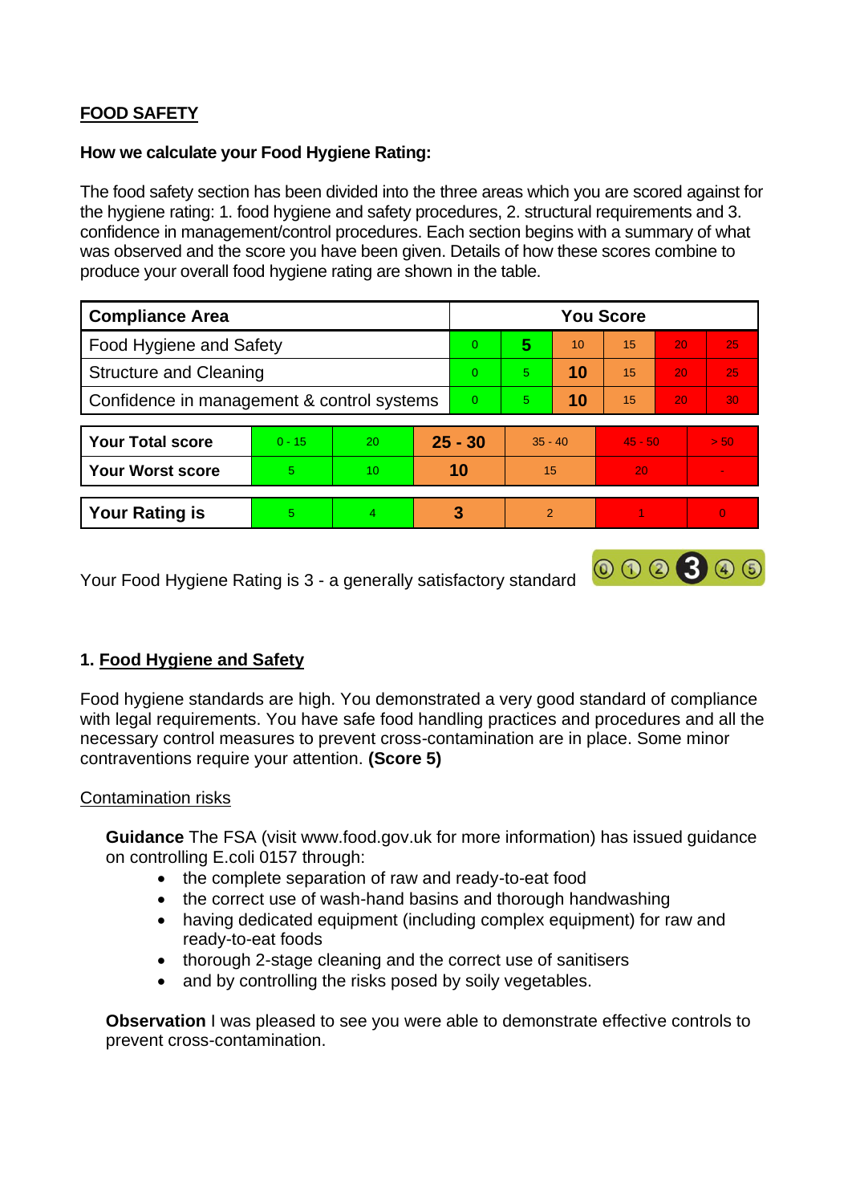## FOOD SAFETY

**How we calculate your Food Hygiene Rating:**

The food safety section has been divided into the three areas which you are scored against for the hygiene rating: 1. food hygiene and safety procedures, 2. structural requirements and 3. confidence in management/control procedures. Each section begins with a summary of what was observed and the score you have been given. Details of how these scores combine to produce your overall food hygiene rating are shown in the table.

| Compliance Area | You Score | | | | | |
|---|---|---|---|---|---|---|
| Food Hygiene and Safety | 0 | **5** | 10 | 15 | 20 | 25 |
| Structure and Cleaning | 0 | 5 | **10** | 15 | 20 | 25 |
| Confidence in management & control systems | 0 | 5 | **10** | 15 | 20 | 30 |

| | | | | | | |
|---|---|---|---|---|---|---|
| **Your Total score** | 0 - 15 | 20 | **25 - 30** | 35 - 40 | 45 - 50 | > 50 |
| **Your Worst score** | 5 | 10 | **10** | 15 | 20 | - |
| **Your Rating is** | 5 | 4 | **3** | 2 | 1 | 0 |

Your Food Hygiene Rating is 3 - a generally satisfactory standard

## 1. Food Hygiene and Safety

Food hygiene standards are high. You demonstrated a very good standard of compliance with legal requirements. You have safe food handling practices and procedures and all the necessary control measures to prevent cross-contamination are in place. Some minor contraventions require your attention. **(Score 5)**

### Contamination risks

**Guidance** The FSA (visit www.food.gov.uk for more information) has issued guidance on controlling E.coli 0157 through:

- the complete separation of raw and ready-to-eat food
- the correct use of wash-hand basins and thorough handwashing
- having dedicated equipment (including complex equipment) for raw and ready-to-eat foods
- thorough 2-stage cleaning and the correct use of sanitisers
- and by controlling the risks posed by soily vegetables.

**Observation** I was pleased to see you were able to demonstrate effective controls to prevent cross-contamination.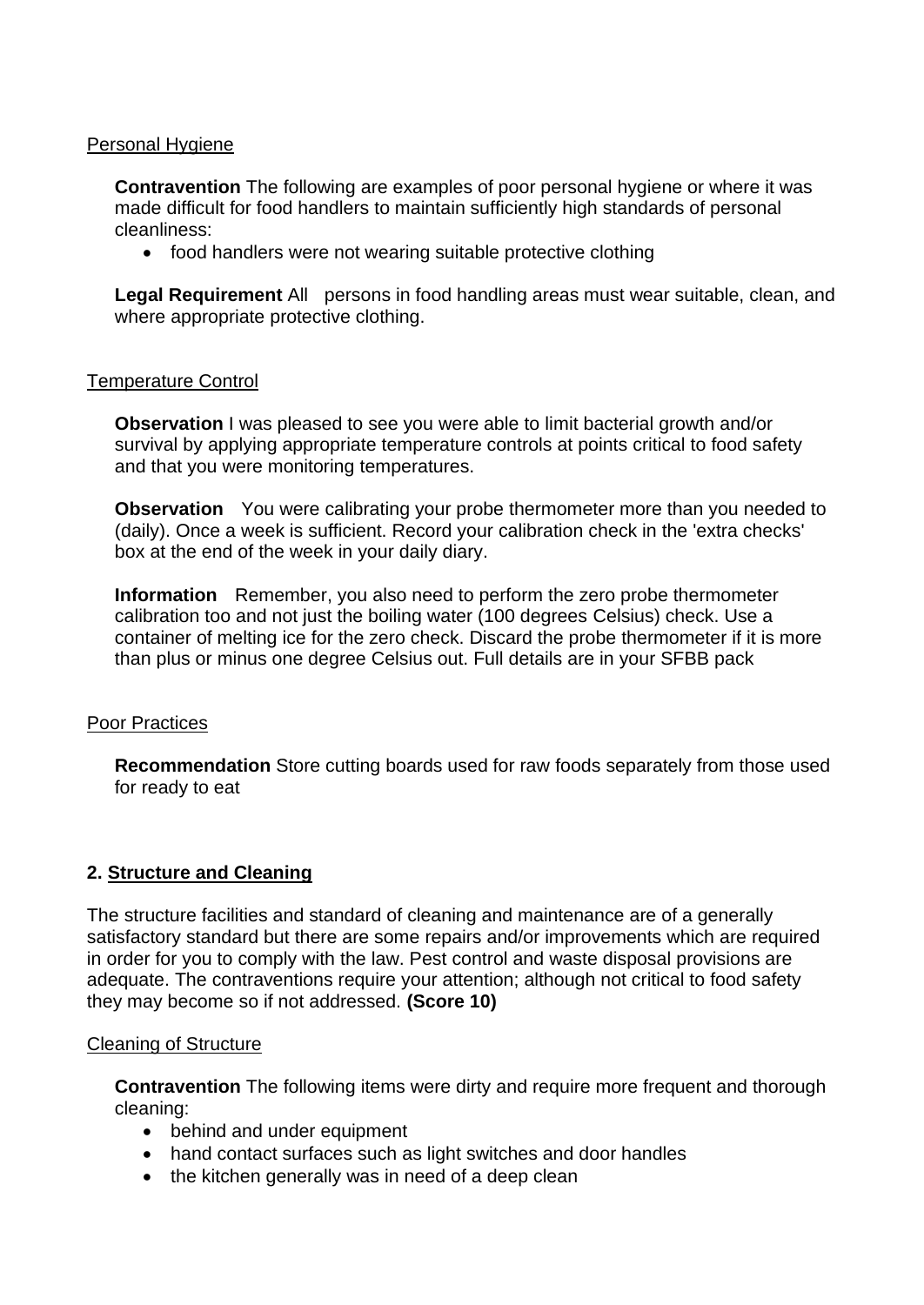Personal Hygiene

**Contravention** The following are examples of poor personal hygiene or where it was made difficult for food handlers to maintain sufficiently high standards of personal cleanliness:

- food handlers were not wearing suitable protective clothing

**Legal Requirement** All persons in food handling areas must wear suitable, clean, and where appropriate protective clothing.

Temperature Control

**Observation** I was pleased to see you were able to limit bacterial growth and/or survival by applying appropriate temperature controls at points critical to food safety and that you were monitoring temperatures.

**Observation** You were calibrating your probe thermometer more than you needed to (daily). Once a week is sufficient. Record your calibration check in the 'extra checks' box at the end of the week in your daily diary.

**Information** Remember, you also need to perform the zero probe thermometer calibration too and not just the boiling water (100 degrees Celsius) check. Use a container of melting ice for the zero check. Discard the probe thermometer if it is more than plus or minus one degree Celsius out. Full details are in your SFBB pack

Poor Practices

**Recommendation** Store cutting boards used for raw foods separately from those used for ready to eat

## 2. Structure and Cleaning

The structure facilities and standard of cleaning and maintenance are of a generally satisfactory standard but there are some repairs and/or improvements which are required in order for you to comply with the law. Pest control and waste disposal provisions are adequate. The contraventions require your attention; although not critical to food safety they may become so if not addressed. **(Score 10)**

Cleaning of Structure

**Contravention** The following items were dirty and require more frequent and thorough cleaning:

- behind and under equipment
- hand contact surfaces such as light switches and door handles
- the kitchen generally was in need of a deep clean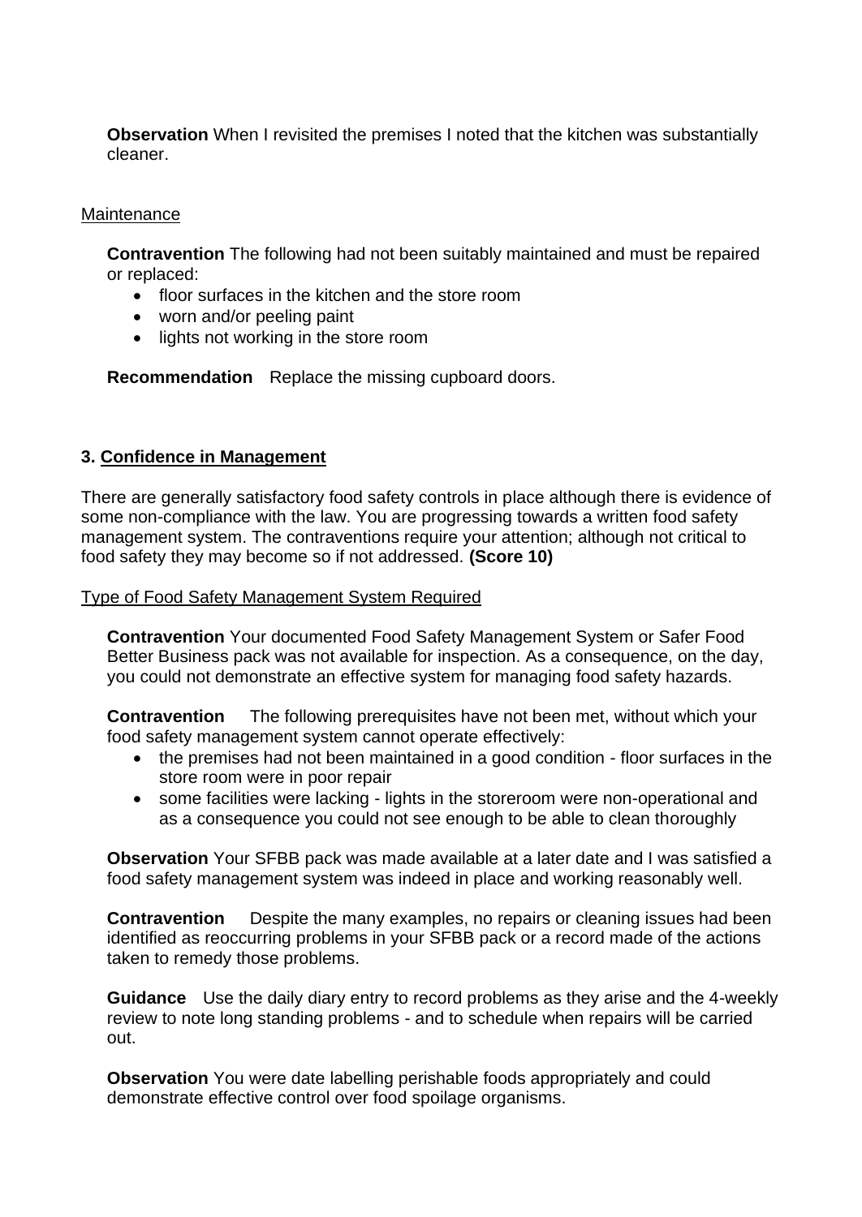**Observation** When I revisited the premises I noted that the kitchen was substantially cleaner.

Maintenance

**Contravention** The following had not been suitably maintained and must be repaired or replaced:

- floor surfaces in the kitchen and the store room
- worn and/or peeling paint
- lights not working in the store room

**Recommendation** Replace the missing cupboard doors.

## 3. Confidence in Management

There are generally satisfactory food safety controls in place although there is evidence of some non-compliance with the law. You are progressing towards a written food safety management system. The contraventions require your attention; although not critical to food safety they may become so if not addressed. **(Score 10)**

Type of Food Safety Management System Required

**Contravention** Your documented Food Safety Management System or Safer Food Better Business pack was not available for inspection. As a consequence, on the day, you could not demonstrate an effective system for managing food safety hazards.

**Contravention** The following prerequisites have not been met, without which your food safety management system cannot operate effectively:

- the premises had not been maintained in a good condition - floor surfaces in the store room were in poor repair
- some facilities were lacking - lights in the storeroom were non-operational and as a consequence you could not see enough to be able to clean thoroughly

**Observation** Your SFBB pack was made available at a later date and I was satisfied a food safety management system was indeed in place and working reasonably well.

**Contravention** Despite the many examples, no repairs or cleaning issues had been identified as reoccurring problems in your SFBB pack or a record made of the actions taken to remedy those problems.

**Guidance** Use the daily diary entry to record problems as they arise and the 4-weekly review to note long standing problems - and to schedule when repairs will be carried out.

**Observation** You were date labelling perishable foods appropriately and could demonstrate effective control over food spoilage organisms.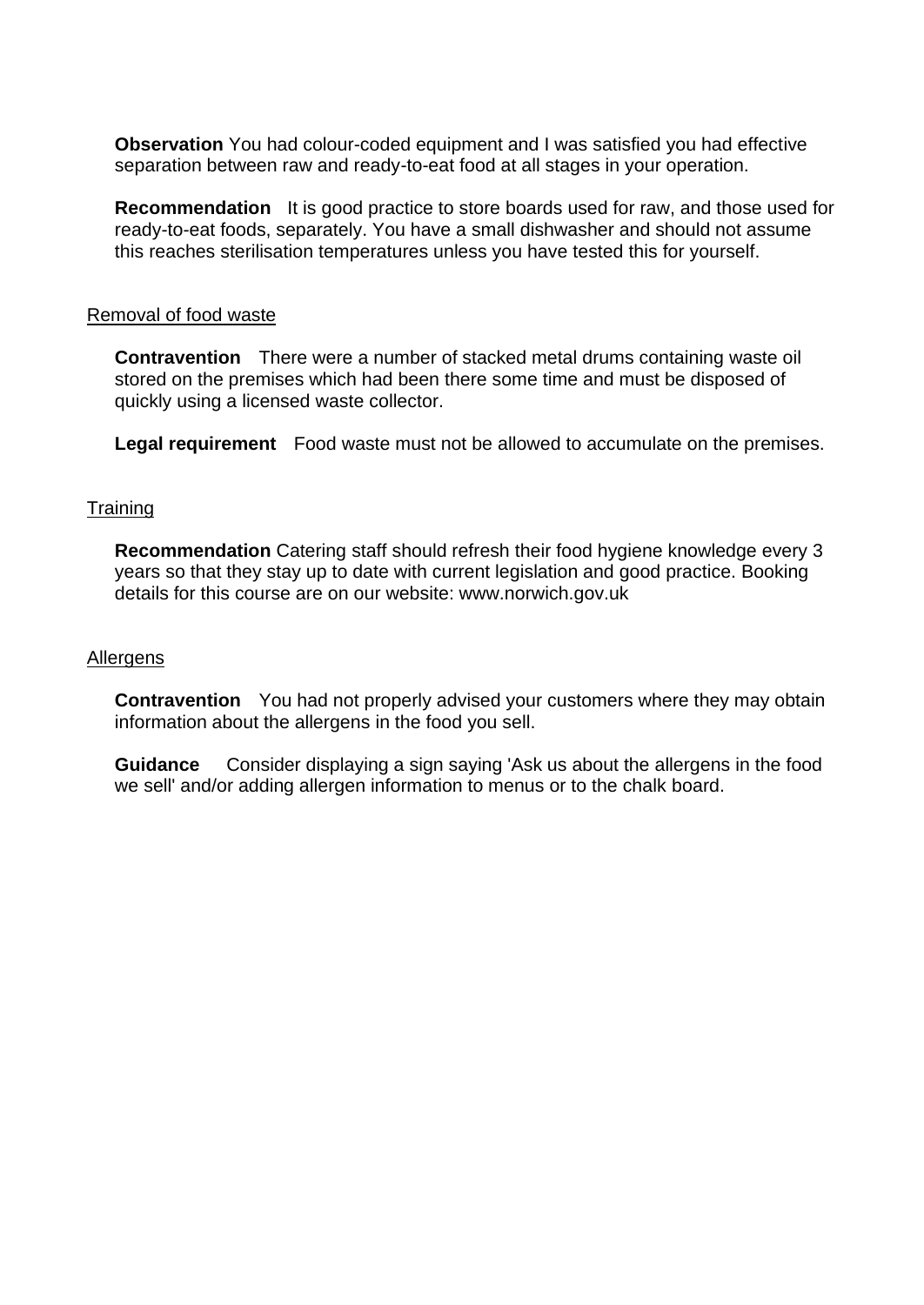**Observation** You had colour-coded equipment and I was satisfied you had effective separation between raw and ready-to-eat food at all stages in your operation.

**Recommendation** It is good practice to store boards used for raw, and those used for ready-to-eat foods, separately. You have a small dishwasher and should not assume this reaches sterilisation temperatures unless you have tested this for yourself.

<u>Removal of food waste</u>

**Contravention** There were a number of stacked metal drums containing waste oil stored on the premises which had been there some time and must be disposed of quickly using a licensed waste collector.

**Legal requirement** Food waste must not be allowed to accumulate on the premises.

<u>Training</u>

**Recommendation** Catering staff should refresh their food hygiene knowledge every 3 years so that they stay up to date with current legislation and good practice. Booking details for this course are on our website: www.norwich.gov.uk

<u>Allergens</u>

**Contravention** You had not properly advised your customers where they may obtain information about the allergens in the food you sell.

**Guidance** Consider displaying a sign saying 'Ask us about the allergens in the food we sell' and/or adding allergen information to menus or to the chalk board.